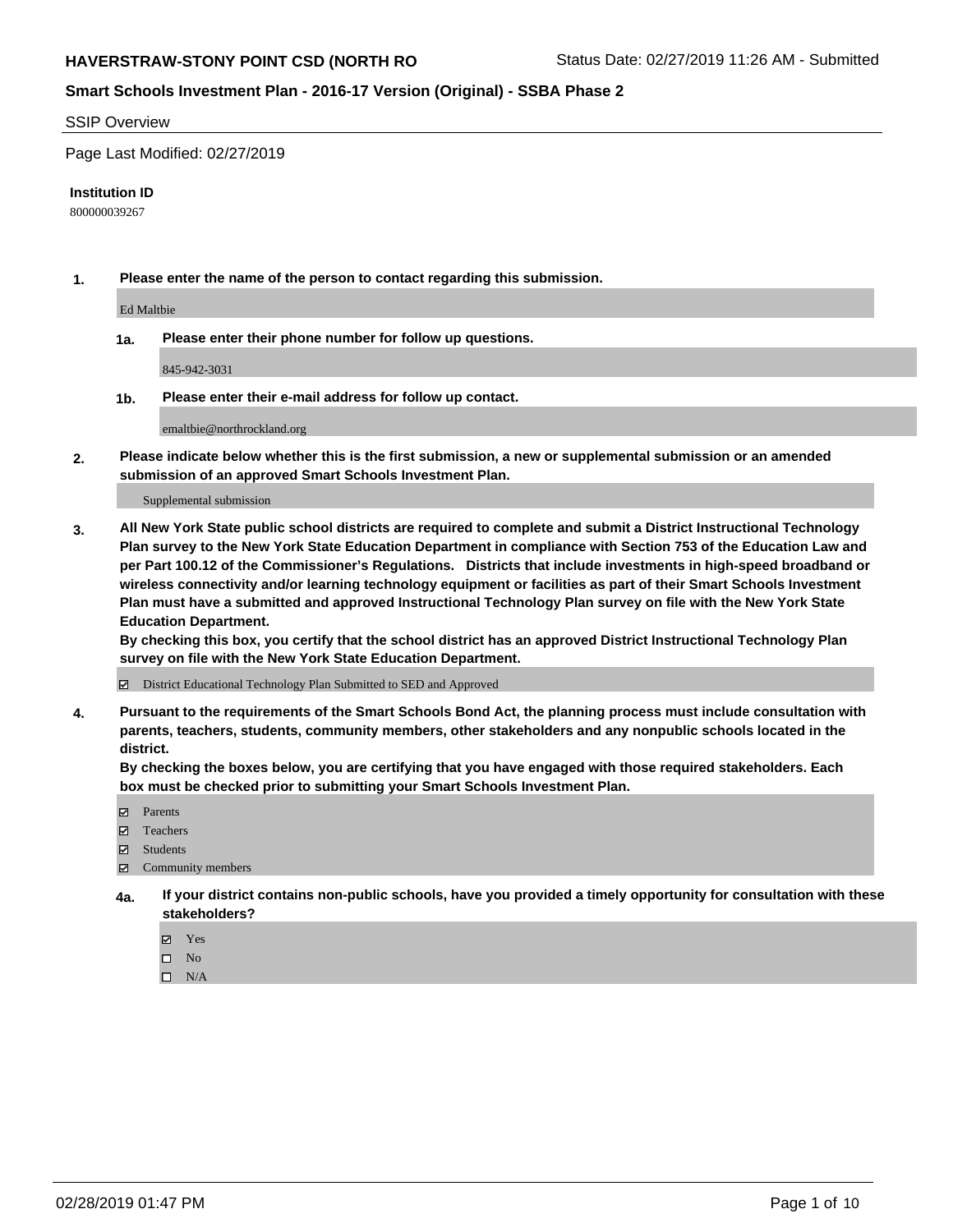# SSIP Overview

Page Last Modified: 02/27/2019

**Institution ID**

800000039267

**1. Please enter the name of the person to contact regarding this submission.**

Ed Maltbie

**1a. Please enter their phone number for follow up questions.**

845-942-3031

**1b. Please enter their e-mail address for follow up contact.**

emaltbie@northrockland.org

**2. Please indicate below whether this is the first submission, a new or supplemental submission or an amended submission of an approved Smart Schools Investment Plan.**

Supplemental submission

**3. All New York State public school districts are required to complete and submit a District Instructional Technology Plan survey to the New York State Education Department in compliance with Section 753 of the Education Law and per Part 100.12 of the Commissioner's Regulations. Districts that include investments in high-speed broadband or wireless connectivity and/or learning technology equipment or facilities as part of their Smart Schools Investment Plan must have a submitted and approved Instructional Technology Plan survey on file with the New York State Education Department.**

**By checking this box, you certify that the school district has an approved District Instructional Technology Plan survey on file with the New York State Education Department.**

☑ District Educational Technology Plan Submitted to SED and Approved

**4. Pursuant to the requirements of the Smart Schools Bond Act, the planning process must include consultation with parents, teachers, students, community members, other stakeholders and any nonpublic schools located in the district.**

**By checking the boxes below, you are certifying that you have engaged with those required stakeholders. Each box must be checked prior to submitting your Smart Schools Investment Plan.**

☑ Parents
☑ Teachers
☑ Students
☑ Community members

**4a. If your district contains non-public schools, have you provided a timely opportunity for consultation with these stakeholders?**

☑ Yes
☐ No
☐ N/A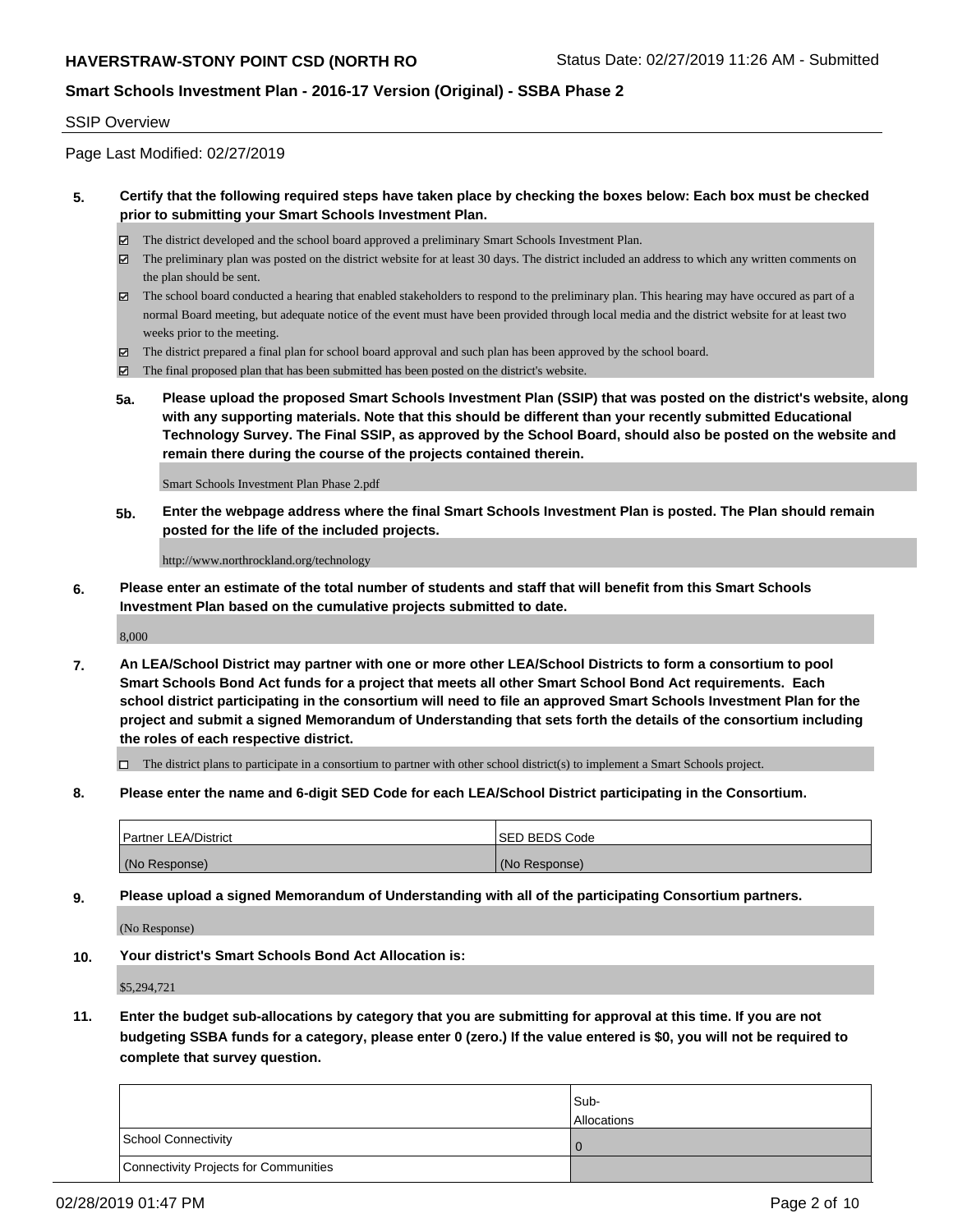SSIP Overview

Page Last Modified: 02/27/2019

**5. Certify that the following required steps have taken place by checking the boxes below: Each box must be checked prior to submitting your Smart Schools Investment Plan.**

- ☑ The district developed and the school board approved a preliminary Smart Schools Investment Plan.
- ☑ The preliminary plan was posted on the district website for at least 30 days. The district included an address to which any written comments on the plan should be sent.
- ☑ The school board conducted a hearing that enabled stakeholders to respond to the preliminary plan. This hearing may have occured as part of a normal Board meeting, but adequate notice of the event must have been provided through local media and the district website for at least two weeks prior to the meeting.
- ☑ The district prepared a final plan for school board approval and such plan has been approved by the school board.
- ☑ The final proposed plan that has been submitted has been posted on the district's website.

**5a. Please upload the proposed Smart Schools Investment Plan (SSIP) that was posted on the district's website, along with any supporting materials. Note that this should be different than your recently submitted Educational Technology Survey. The Final SSIP, as approved by the School Board, should also be posted on the website and remain there during the course of the projects contained therein.**

Smart Schools Investment Plan Phase 2.pdf

**5b. Enter the webpage address where the final Smart Schools Investment Plan is posted. The Plan should remain posted for the life of the included projects.**

http://www.northrockland.org/technology

**6. Please enter an estimate of the total number of students and staff that will benefit from this Smart Schools Investment Plan based on the cumulative projects submitted to date.**

8,000

**7. An LEA/School District may partner with one or more other LEA/School Districts to form a consortium to pool Smart Schools Bond Act funds for a project that meets all other Smart School Bond Act requirements. Each school district participating in the consortium will need to file an approved Smart Schools Investment Plan for the project and submit a signed Memorandum of Understanding that sets forth the details of the consortium including the roles of each respective district.**

- ☐ The district plans to participate in a consortium to partner with other school district(s) to implement a Smart Schools project.

**8. Please enter the name and 6-digit SED Code for each LEA/School District participating in the Consortium.**

| Partner LEA/District | SED BEDS Code |
|---|---|
| (No Response) | (No Response) |

**9. Please upload a signed Memorandum of Understanding with all of the participating Consortium partners.**

(No Response)

**10. Your district's Smart Schools Bond Act Allocation is:**

$5,294,721

**11. Enter the budget sub-allocations by category that you are submitting for approval at this time. If you are not budgeting SSBA funds for a category, please enter 0 (zero.) If the value entered is $0, you will not be required to complete that survey question.**

| | Sub-Allocations |
|---|---|
| School Connectivity | 0 |
| Connectivity Projects for Communities | |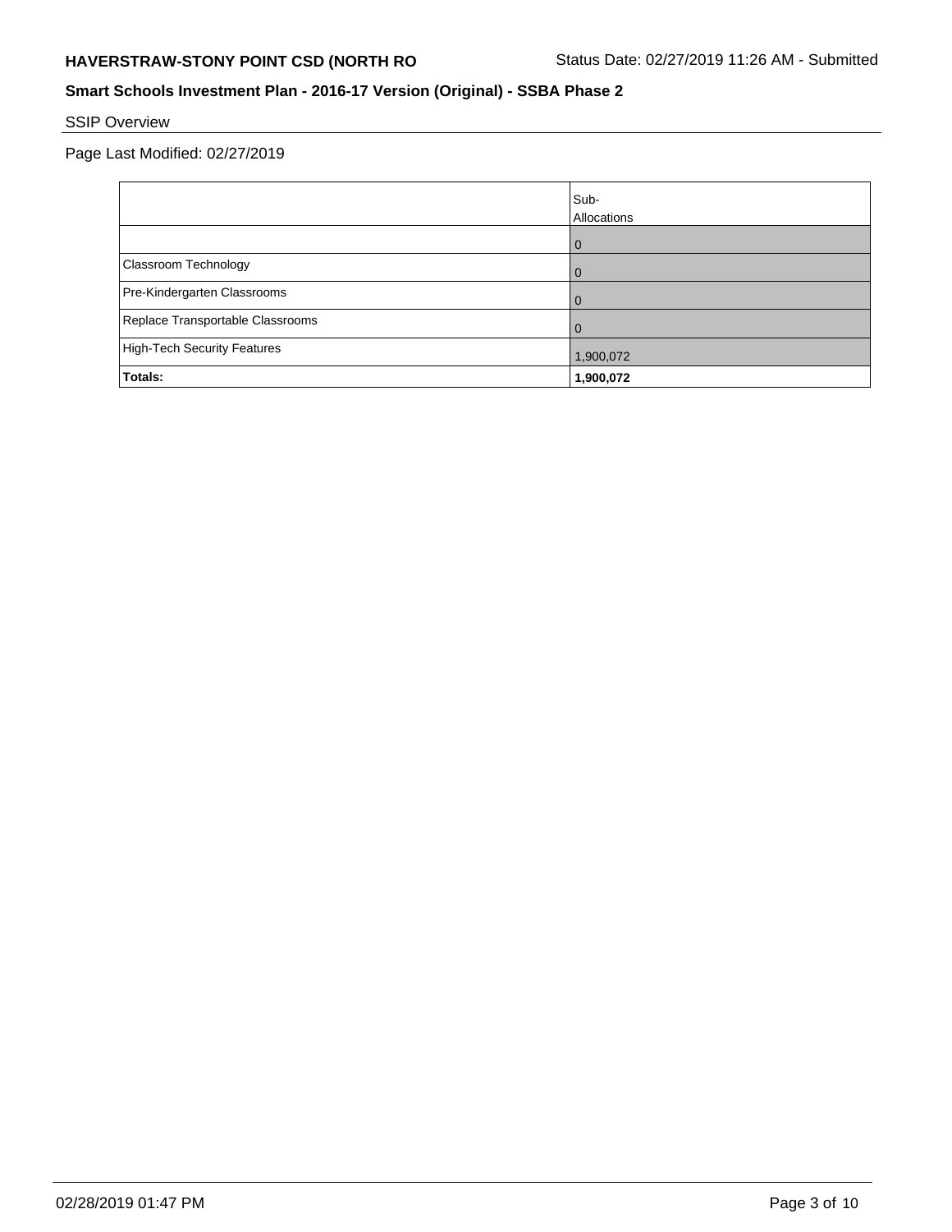## SSIP Overview

Page Last Modified: 02/27/2019

| | Sub-Allocations |
|---|---|
| | 0 |
| Classroom Technology | 0 |
| Pre-Kindergarten Classrooms | 0 |
| Replace Transportable Classrooms | 0 |
| High-Tech Security Features | 1,900,072 |
| **Totals:** | **1,900,072** |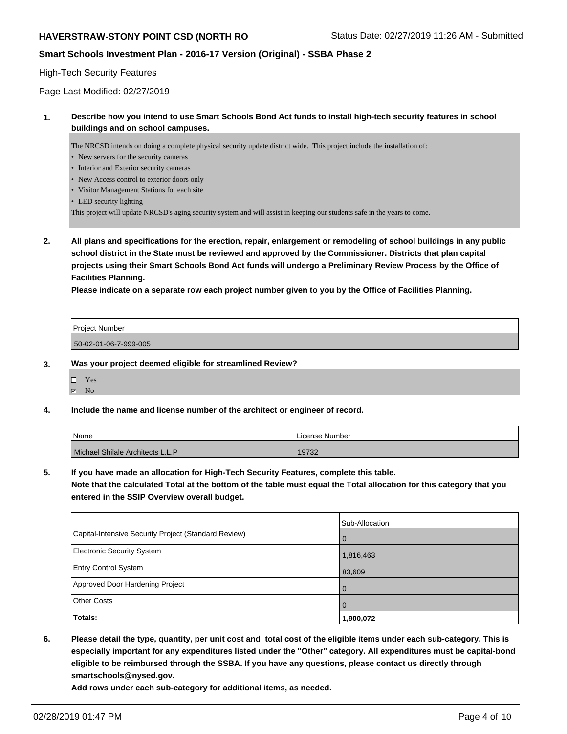## High-Tech Security Features

Page Last Modified: 02/27/2019

**1. Describe how you intend to use Smart Schools Bond Act funds to install high-tech security features in school buildings and on school campuses.**

The NRCSD intends on doing a complete physical security update district wide. This project include the installation of:

- New servers for the security cameras
- Interior and Exterior security cameras
- New Access control to exterior doors only
- Visitor Management Stations for each site
- LED security lighting

This project will update NRCSD's aging security system and will assist in keeping our students safe in the years to come.

**2. All plans and specifications for the erection, repair, enlargement or remodeling of school buildings in any public school district in the State must be reviewed and approved by the Commissioner. Districts that plan capital projects using their Smart Schools Bond Act funds will undergo a Preliminary Review Process by the Office of Facilities Planning.**

**Please indicate on a separate row each project number given to you by the Office of Facilities Planning.**

| Project Number |
|---|
| 50-02-01-06-7-999-005 |

**3. Was your project deemed eligible for streamlined Review?**

- ☐ Yes
- ☑ No

**4. Include the name and license number of the architect or engineer of record.**

| Name | License Number |
|---|---|
| Michael Shilale Architects L.L.P | 19732 |

**5. If you have made an allocation for High-Tech Security Features, complete this table.**
**Note that the calculated Total at the bottom of the table must equal the Total allocation for this category that you entered in the SSIP Overview overall budget.**

| | Sub-Allocation |
|---|---|
| Capital-Intensive Security Project (Standard Review) | 0 |
| Electronic Security System | 1,816,463 |
| Entry Control System | 83,609 |
| Approved Door Hardening Project | 0 |
| Other Costs | 0 |
| **Totals:** | **1,900,072** |

**6. Please detail the type, quantity, per unit cost and total cost of the eligible items under each sub-category. This is especially important for any expenditures listed under the "Other" category. All expenditures must be capital-bond eligible to be reimbursed through the SSBA. If you have any questions, please contact us directly through smartschools@nysed.gov.**

**Add rows under each sub-category for additional items, as needed.**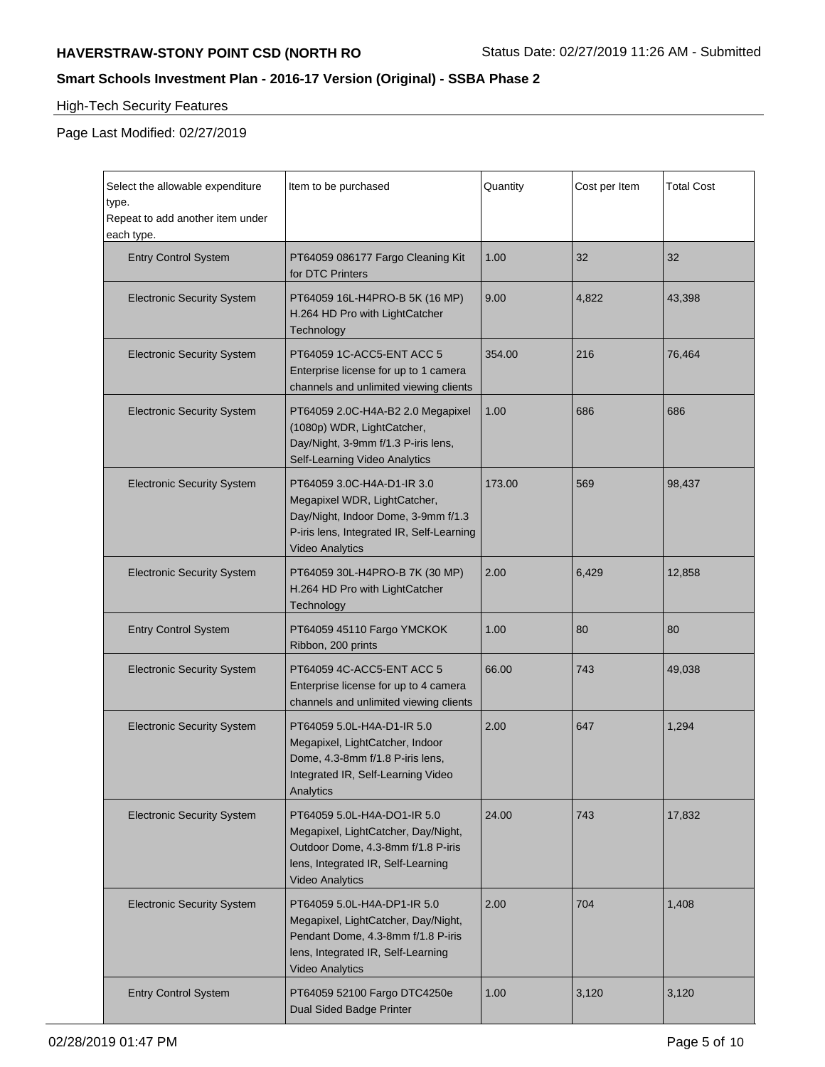High-Tech Security Features

Page Last Modified: 02/27/2019

| Select the allowable expenditure type. Repeat to add another item under each type. | Item to be purchased | Quantity | Cost per Item | Total Cost |
|---|---|---|---|---|
| Entry Control System | PT64059 086177 Fargo Cleaning Kit for DTC Printers | 1.00 | 32 | 32 |
| Electronic Security System | PT64059 16L-H4PRO-B 5K (16 MP) H.264 HD Pro with LightCatcher Technology | 9.00 | 4,822 | 43,398 |
| Electronic Security System | PT64059 1C-ACC5-ENT ACC 5 Enterprise license for up to 1 camera channels and unlimited viewing clients | 354.00 | 216 | 76,464 |
| Electronic Security System | PT64059 2.0C-H4A-B2 2.0 Megapixel (1080p) WDR, LightCatcher, Day/Night, 3-9mm f/1.3 P-iris lens, Self-Learning Video Analytics | 1.00 | 686 | 686 |
| Electronic Security System | PT64059 3.0C-H4A-D1-IR 3.0 Megapixel WDR, LightCatcher, Day/Night, Indoor Dome, 3-9mm f/1.3 P-iris lens, Integrated IR, Self-Learning Video Analytics | 173.00 | 569 | 98,437 |
| Electronic Security System | PT64059 30L-H4PRO-B 7K (30 MP) H.264 HD Pro with LightCatcher Technology | 2.00 | 6,429 | 12,858 |
| Entry Control System | PT64059 45110 Fargo YMCKOK Ribbon, 200 prints | 1.00 | 80 | 80 |
| Electronic Security System | PT64059 4C-ACC5-ENT ACC 5 Enterprise license for up to 4 camera channels and unlimited viewing clients | 66.00 | 743 | 49,038 |
| Electronic Security System | PT64059 5.0L-H4A-D1-IR 5.0 Megapixel, LightCatcher, Indoor Dome, 4.3-8mm f/1.8 P-iris lens, Integrated IR, Self-Learning Video Analytics | 2.00 | 647 | 1,294 |
| Electronic Security System | PT64059 5.0L-H4A-DO1-IR 5.0 Megapixel, LightCatcher, Day/Night, Outdoor Dome, 4.3-8mm f/1.8 P-iris lens, Integrated IR, Self-Learning Video Analytics | 24.00 | 743 | 17,832 |
| Electronic Security System | PT64059 5.0L-H4A-DP1-IR 5.0 Megapixel, LightCatcher, Day/Night, Pendant Dome, 4.3-8mm f/1.8 P-iris lens, Integrated IR, Self-Learning Video Analytics | 2.00 | 704 | 1,408 |
| Entry Control System | PT64059 52100 Fargo DTC4250e Dual Sided Badge Printer | 1.00 | 3,120 | 3,120 |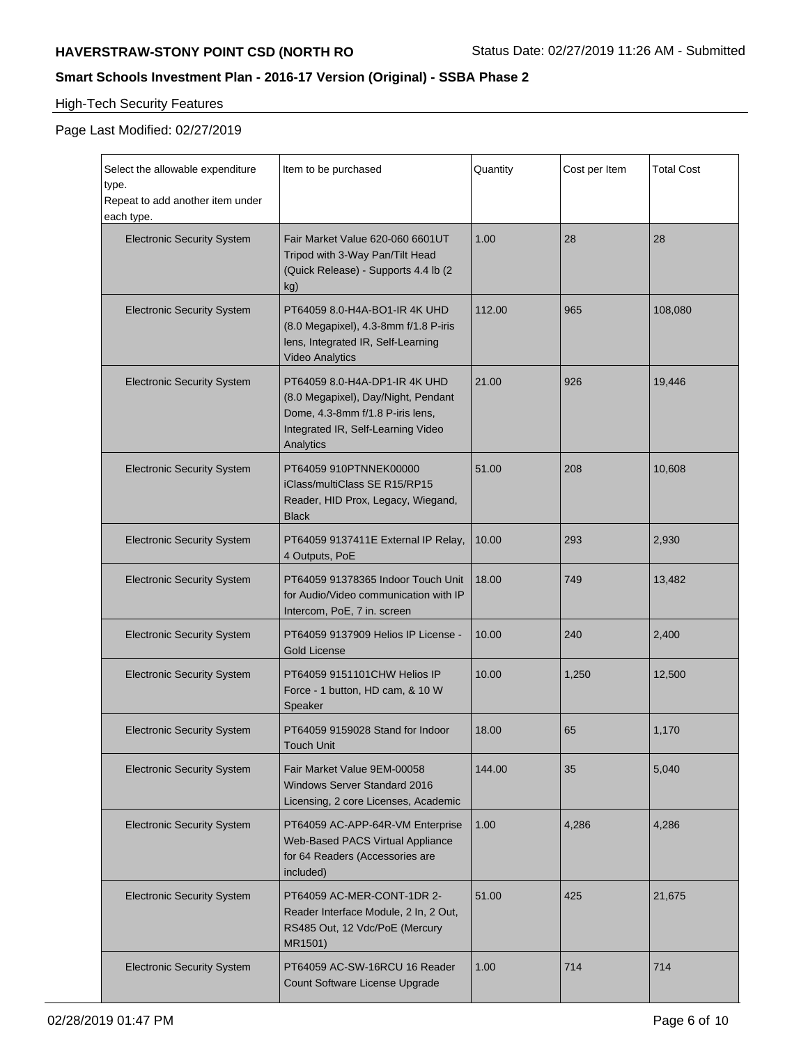## High-Tech Security Features

Page Last Modified: 02/27/2019

| Select the allowable expenditure type. Repeat to add another item under each type. | Item to be purchased | Quantity | Cost per Item | Total Cost |
|---|---|---|---|---|
| Electronic Security System | Fair Market Value 620-060 6601UT Tripod with 3-Way Pan/Tilt Head (Quick Release) - Supports 4.4 lb (2 kg) | 1.00 | 28 | 28 |
| Electronic Security System | PT64059 8.0-H4A-BO1-IR 4K UHD (8.0 Megapixel), 4.3-8mm f/1.8 P-iris lens, Integrated IR, Self-Learning Video Analytics | 112.00 | 965 | 108,080 |
| Electronic Security System | PT64059 8.0-H4A-DP1-IR 4K UHD (8.0 Megapixel), Day/Night, Pendant Dome, 4.3-8mm f/1.8 P-iris lens, Integrated IR, Self-Learning Video Analytics | 21.00 | 926 | 19,446 |
| Electronic Security System | PT64059 910PTNNEK00000 iClass/multiClass SE R15/RP15 Reader, HID Prox, Legacy, Wiegand, Black | 51.00 | 208 | 10,608 |
| Electronic Security System | PT64059 9137411E External IP Relay, 4 Outputs, PoE | 10.00 | 293 | 2,930 |
| Electronic Security System | PT64059 91378365 Indoor Touch Unit for Audio/Video communication with IP Intercom, PoE, 7 in. screen | 18.00 | 749 | 13,482 |
| Electronic Security System | PT64059 9137909 Helios IP License - Gold License | 10.00 | 240 | 2,400 |
| Electronic Security System | PT64059 9151101CHW Helios IP Force - 1 button, HD cam, & 10 W Speaker | 10.00 | 1,250 | 12,500 |
| Electronic Security System | PT64059 9159028 Stand for Indoor Touch Unit | 18.00 | 65 | 1,170 |
| Electronic Security System | Fair Market Value 9EM-00058 Windows Server Standard 2016 Licensing, 2 core Licenses, Academic | 144.00 | 35 | 5,040 |
| Electronic Security System | PT64059 AC-APP-64R-VM Enterprise Web-Based PACS Virtual Appliance for 64 Readers (Accessories are included) | 1.00 | 4,286 | 4,286 |
| Electronic Security System | PT64059 AC-MER-CONT-1DR 2-Reader Interface Module, 2 In, 2 Out, RS485 Out, 12 Vdc/PoE (Mercury MR1501) | 51.00 | 425 | 21,675 |
| Electronic Security System | PT64059 AC-SW-16RCU 16 Reader Count Software License Upgrade | 1.00 | 714 | 714 |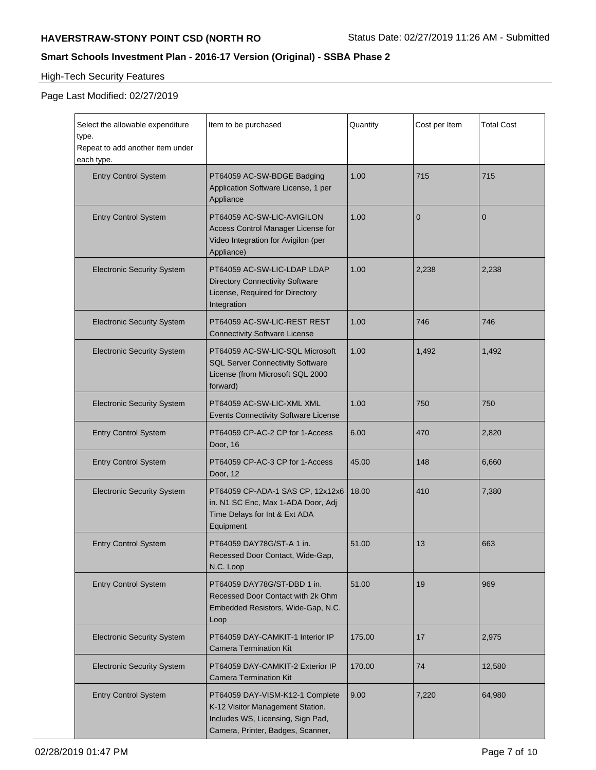## High-Tech Security Features

Page Last Modified: 02/27/2019

| Select the allowable expenditure type. Repeat to add another item under each type. | Item to be purchased | Quantity | Cost per Item | Total Cost |
|---|---|---|---|---|
| Entry Control System | PT64059 AC-SW-BDGE Badging Application Software License, 1 per Appliance | 1.00 | 715 | 715 |
| Entry Control System | PT64059 AC-SW-LIC-AVIGILON Access Control Manager License for Video Integration for Avigilon (per Appliance) | 1.00 | 0 | 0 |
| Electronic Security System | PT64059 AC-SW-LIC-LDAP LDAP Directory Connectivity Software License, Required for Directory Integration | 1.00 | 2,238 | 2,238 |
| Electronic Security System | PT64059 AC-SW-LIC-REST REST Connectivity Software License | 1.00 | 746 | 746 |
| Electronic Security System | PT64059 AC-SW-LIC-SQL Microsoft SQL Server Connectivity Software License (from Microsoft SQL 2000 forward) | 1.00 | 1,492 | 1,492 |
| Electronic Security System | PT64059 AC-SW-LIC-XML XML Events Connectivity Software License | 1.00 | 750 | 750 |
| Entry Control System | PT64059 CP-AC-2 CP for 1-Access Door, 16 | 6.00 | 470 | 2,820 |
| Entry Control System | PT64059 CP-AC-3 CP for 1-Access Door, 12 | 45.00 | 148 | 6,660 |
| Electronic Security System | PT64059 CP-ADA-1 SAS CP, 12x12x6 in. N1 SC Enc, Max 1-ADA Door, Adj Time Delays for Int & Ext ADA Equipment | 18.00 | 410 | 7,380 |
| Entry Control System | PT64059 DAY78G/ST-A 1 in. Recessed Door Contact, Wide-Gap, N.C. Loop | 51.00 | 13 | 663 |
| Entry Control System | PT64059 DAY78G/ST-DBD 1 in. Recessed Door Contact with 2k Ohm Embedded Resistors, Wide-Gap, N.C. Loop | 51.00 | 19 | 969 |
| Electronic Security System | PT64059 DAY-CAMKIT-1 Interior IP Camera Termination Kit | 175.00 | 17 | 2,975 |
| Electronic Security System | PT64059 DAY-CAMKIT-2 Exterior IP Camera Termination Kit | 170.00 | 74 | 12,580 |
| Entry Control System | PT64059 DAY-VISM-K12-1 Complete K-12 Visitor Management Station. Includes WS, Licensing, Sign Pad, Camera, Printer, Badges, Scanner, | 9.00 | 7,220 | 64,980 |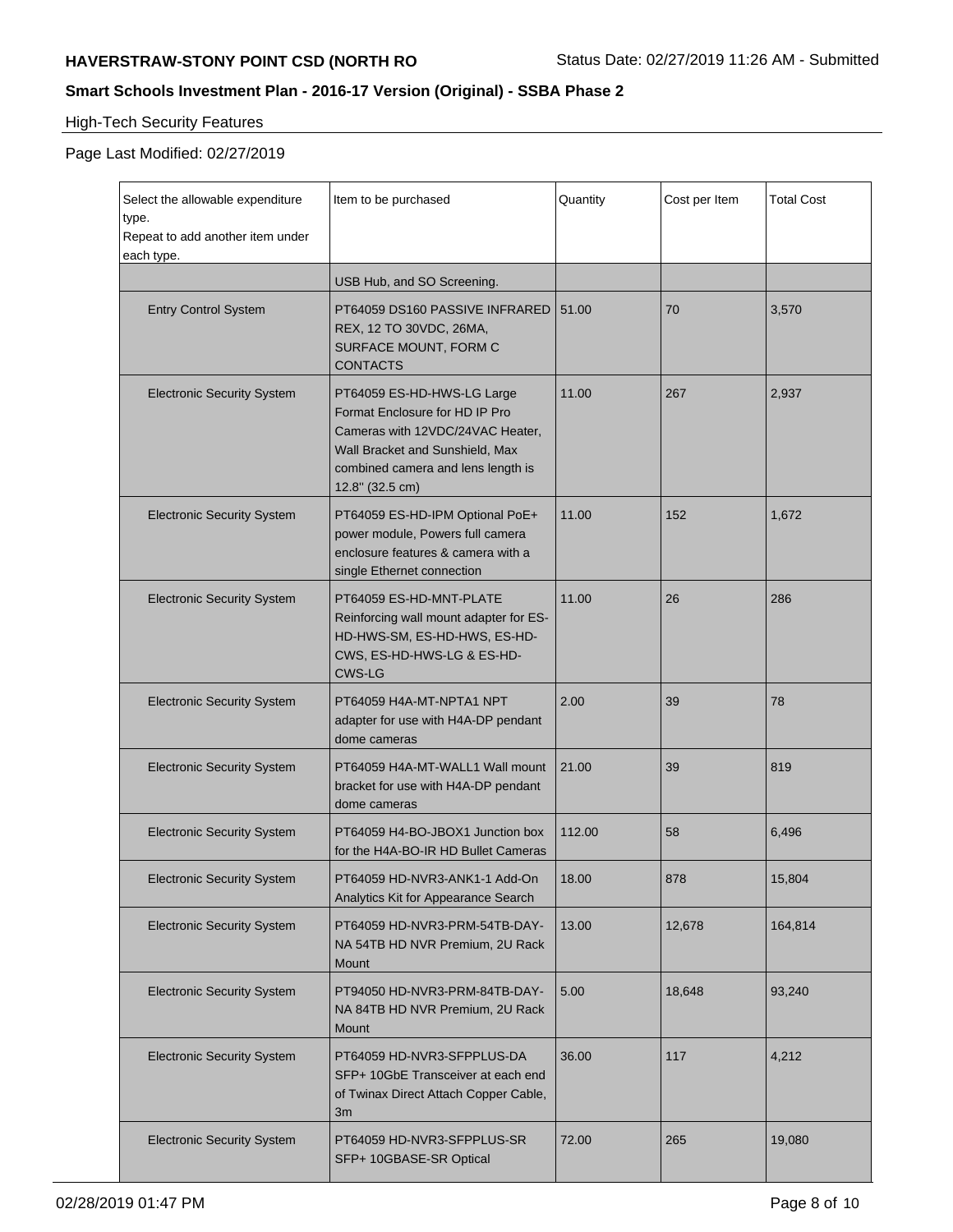## High-Tech Security Features

Page Last Modified: 02/27/2019

| Select the allowable expenditure type. Repeat to add another item under each type. | Item to be purchased | Quantity | Cost per Item | Total Cost |
|---|---|---|---|---|
| | USB Hub, and SO Screening. | | | |
| Entry Control System | PT64059 DS160 PASSIVE INFRARED REX, 12 TO 30VDC, 26MA, SURFACE MOUNT, FORM C CONTACTS | 51.00 | 70 | 3,570 |
| Electronic Security System | PT64059 ES-HD-HWS-LG Large Format Enclosure for HD IP Pro Cameras with 12VDC/24VAC Heater, Wall Bracket and Sunshield, Max combined camera and lens length is 12.8'' (32.5 cm) | 11.00 | 267 | 2,937 |
| Electronic Security System | PT64059 ES-HD-IPM Optional PoE+ power module, Powers full camera enclosure features & camera with a single Ethernet connection | 11.00 | 152 | 1,672 |
| Electronic Security System | PT64059 ES-HD-MNT-PLATE Reinforcing wall mount adapter for ES-HD-HWS-SM, ES-HD-HWS, ES-HD-CWS, ES-HD-HWS-LG & ES-HD-CWS-LG | 11.00 | 26 | 286 |
| Electronic Security System | PT64059 H4A-MT-NPTA1 NPT adapter for use with H4A-DP pendant dome cameras | 2.00 | 39 | 78 |
| Electronic Security System | PT64059 H4A-MT-WALL1 Wall mount bracket for use with H4A-DP pendant dome cameras | 21.00 | 39 | 819 |
| Electronic Security System | PT64059 H4-BO-JBOX1 Junction box for the H4A-BO-IR HD Bullet Cameras | 112.00 | 58 | 6,496 |
| Electronic Security System | PT64059 HD-NVR3-ANK1-1 Add-On Analytics Kit for Appearance Search | 18.00 | 878 | 15,804 |
| Electronic Security System | PT64059 HD-NVR3-PRM-54TB-DAY-NA 54TB HD NVR Premium, 2U Rack Mount | 13.00 | 12,678 | 164,814 |
| Electronic Security System | PT94050 HD-NVR3-PRM-84TB-DAY-NA 84TB HD NVR Premium, 2U Rack Mount | 5.00 | 18,648 | 93,240 |
| Electronic Security System | PT64059 HD-NVR3-SFPPLUS-DA SFP+ 10GbE Transceiver at each end of Twinax Direct Attach Copper Cable, 3m | 36.00 | 117 | 4,212 |
| Electronic Security System | PT64059 HD-NVR3-SFPPLUS-SR SFP+ 10GBASE-SR Optical | 72.00 | 265 | 19,080 |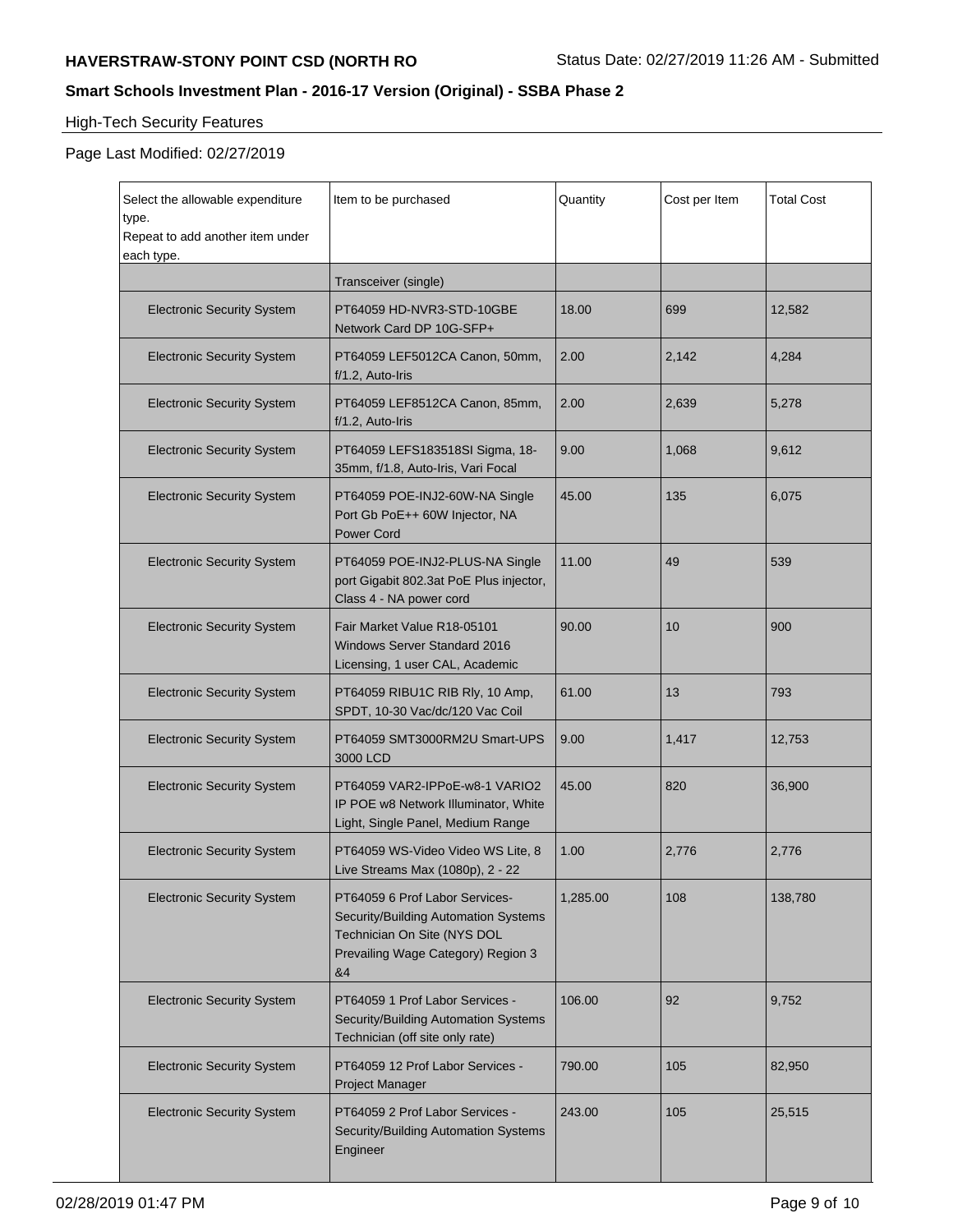## High-Tech Security Features

Page Last Modified: 02/27/2019

| Select the allowable expenditure type. Repeat to add another item under each type. | Item to be purchased | Quantity | Cost per Item | Total Cost |
|---|---|---|---|---|
| | Transceiver (single) | | | |
| Electronic Security System | PT64059 HD-NVR3-STD-10GBE Network Card DP 10G-SFP+ | 18.00 | 699 | 12,582 |
| Electronic Security System | PT64059 LEF5012CA Canon, 50mm, f/1.2, Auto-Iris | 2.00 | 2,142 | 4,284 |
| Electronic Security System | PT64059 LEF8512CA Canon, 85mm, f/1.2, Auto-Iris | 2.00 | 2,639 | 5,278 |
| Electronic Security System | PT64059 LEFS183518SI Sigma, 18-35mm, f/1.8, Auto-Iris, Vari Focal | 9.00 | 1,068 | 9,612 |
| Electronic Security System | PT64059 POE-INJ2-60W-NA Single Port Gb PoE++ 60W Injector, NA Power Cord | 45.00 | 135 | 6,075 |
| Electronic Security System | PT64059 POE-INJ2-PLUS-NA Single port Gigabit 802.3at PoE Plus injector, Class 4 - NA power cord | 11.00 | 49 | 539 |
| Electronic Security System | Fair Market Value R18-05101 Windows Server Standard 2016 Licensing, 1 user CAL, Academic | 90.00 | 10 | 900 |
| Electronic Security System | PT64059 RIBU1C RIB Rly, 10 Amp, SPDT, 10-30 Vac/dc/120 Vac Coil | 61.00 | 13 | 793 |
| Electronic Security System | PT64059 SMT3000RM2U Smart-UPS 3000 LCD | 9.00 | 1,417 | 12,753 |
| Electronic Security System | PT64059 VAR2-IPPoE-w8-1 VARIO2 IP POE w8 Network Illuminator, White Light, Single Panel, Medium Range | 45.00 | 820 | 36,900 |
| Electronic Security System | PT64059 WS-Video Video WS Lite, 8 Live Streams Max (1080p), 2 - 22 | 1.00 | 2,776 | 2,776 |
| Electronic Security System | PT64059 6 Prof Labor Services-Security/Building Automation Systems Technician On Site (NYS DOL Prevailing Wage Category) Region 3 &4 | 1,285.00 | 108 | 138,780 |
| Electronic Security System | PT64059 1 Prof Labor Services - Security/Building Automation Systems Technician (off site only rate) | 106.00 | 92 | 9,752 |
| Electronic Security System | PT64059 12 Prof Labor Services - Project Manager | 790.00 | 105 | 82,950 |
| Electronic Security System | PT64059 2 Prof Labor Services - Security/Building Automation Systems Engineer | 243.00 | 105 | 25,515 |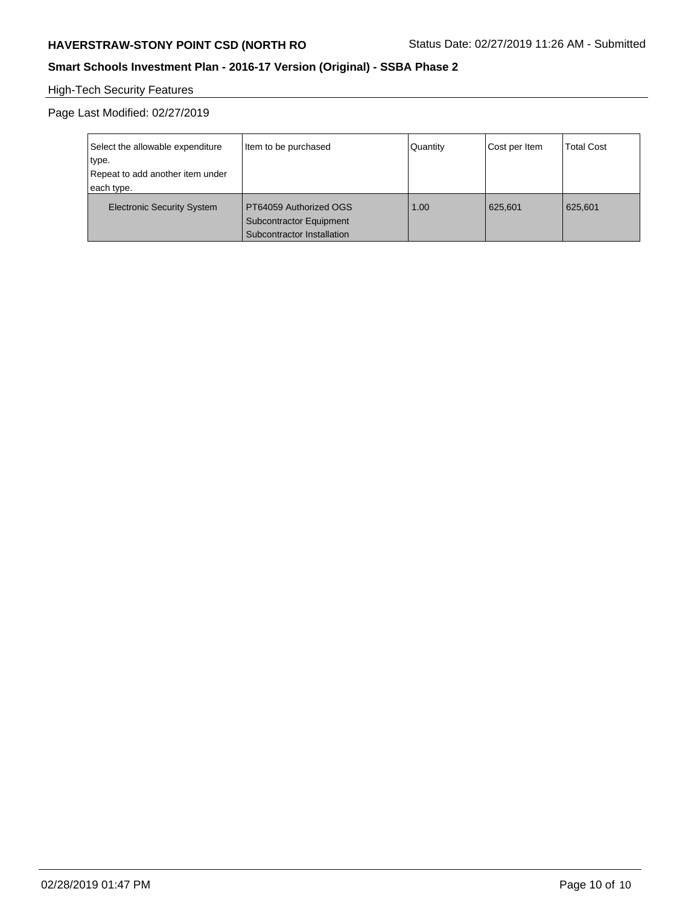High-Tech Security Features

Page Last Modified: 02/27/2019

| Select the allowable expenditure type. Repeat to add another item under each type. | Item to be purchased | Quantity | Cost per Item | Total Cost |
|---|---|---|---|---|
| Electronic Security System | PT64059 Authorized OGS Subcontractor Equipment Subcontractor Installation | 1.00 | 625,601 | 625,601 |